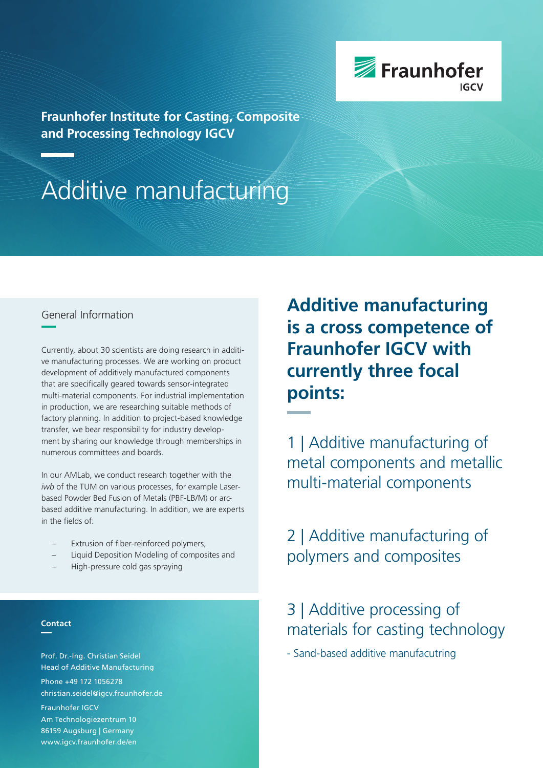Fraunhofer IGCV

**Fraunhofer Institute for Casting, Composite and Processing Technology IGCV**

# Additive manufacturing

## General Information

Currently, about 30 scientists are doing research in additive manufacturing processes. We are working on product development of additively manufactured components that are specifically geared towards sensor-integrated multi-material components. For industrial implementation in production, we are researching suitable methods of factory planning. In addition to project-based knowledge transfer, we bear responsibility for industry development by sharing our knowledge through memberships in numerous committees and boards.

In our AMLab, we conduct research together with the *iwb* of the TUM on various processes, for example Laser-based Powder Bed Fusion of Metals (PBF-LB/M) or arc-based additive manufacturing. In addition, we are experts in the fields of:

- Extrusion of fiber-reinforced polymers,
- Liquid Deposition Modeling of composites and
- High-pressure cold gas spraying

**Contact**

Prof. Dr.-Ing. Christian Seidel
Head of Additive Manufacturing

Phone +49 172 1056278
christian.seidel@igcv.fraunhofer.de

Fraunhofer IGCV
Am Technologiezentrum 10
86159 Augsburg | Germany
www.igcv.fraunhofer.de/en

## Additive manufacturing is a cross competence of Fraunhofer IGCV with currently three focal points:

### 1 | Additive manufacturing of metal components and metallic multi-material components

### 2 | Additive manufacturing of polymers and composites

### 3 | Additive processing of materials for casting technology

- Sand-based additive manufacutring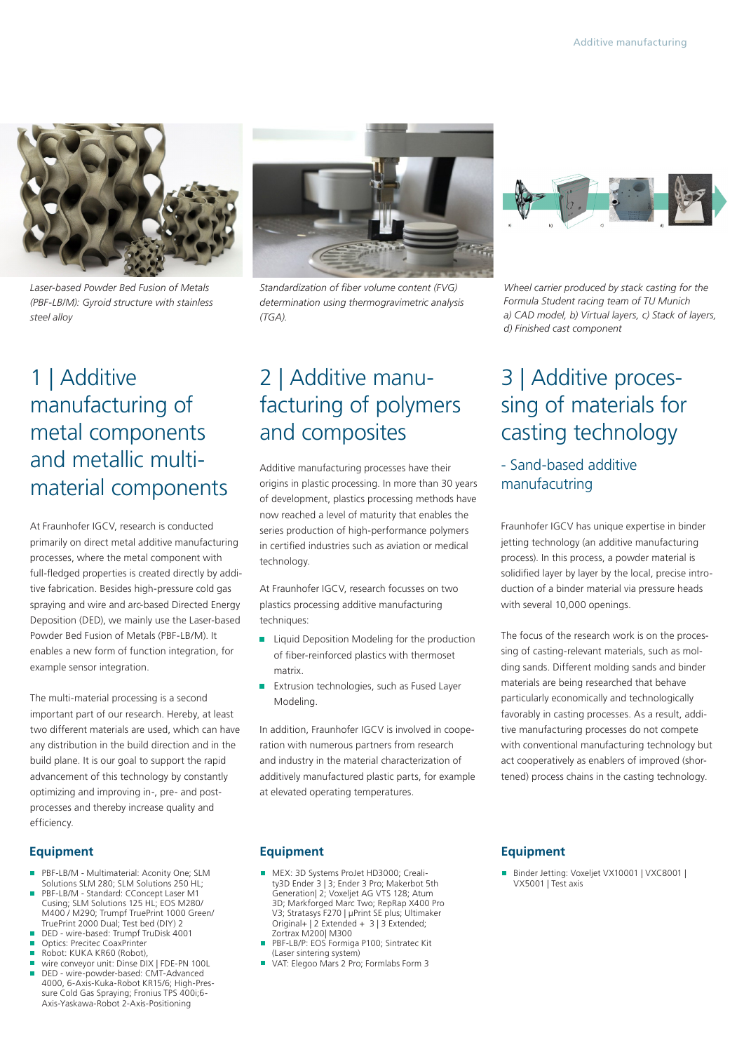Laser-based Powder Bed Fusion of Metals (PBF-LB/M): Gyroid structure with stainless steel alloy

Standardization of fiber volume content (FVG) determination using thermogravimetric analysis (TGA).

Wheel carrier produced by stack casting for the Formula Student racing team of TU Munich
a) CAD model, b) Virtual layers, c) Stack of layers, d) Finished cast component

# 1 | Additive manufacturing of metal components and metallic multi-material components

At Fraunhofer IGCV, research is conducted primarily on direct metal additive manufacturing processes, where the metal component with full-fledged properties is created directly by additive fabrication. Besides high-pressure cold gas spraying and wire and arc-based Directed Energy Deposition (DED), we mainly use the Laser-based Powder Bed Fusion of Metals (PBF-LB/M). It enables a new form of function integration, for example sensor integration.

The multi-material processing is a second important part of our research. Hereby, at least two different materials are used, which can have any distribution in the build direction and in the build plane. It is our goal to support the rapid advancement of this technology by constantly optimizing and improving in-, pre- and post-processes and thereby increase quality and efficiency.

### Equipment

- PBF-LB/M - Multimaterial: Aconity One; SLM Solutions SLM 280; SLM Solutions 250 HL;
- PBF-LB/M - Standard: CConcept Laser M1 Cusing; SLM Solutions 125 HL; EOS M280/ M400 / M290; Trumpf TruePrint 1000 Green/ TruePrint 2000 Dual; Test bed (DIY) 2
- DED - wire-based: Trumpf TruDisk 4001
- Optics: Precitec CoaxPrinter
- Robot: KUKA KR60 (Robot),
- wire conveyor unit: Dinse DIX | FDE-PN 100L
- DED - wire-powder-based: CMT-Advanced 4000, 6-Axis-Kuka-Robot KR15/6; High-Pressure Cold Gas Spraying; Fronius TPS 400i;6-Axis-Yaskawa-Robot 2-Axis-Positioning

# 2 | Additive manufacturing of polymers and composites

Additive manufacturing processes have their origins in plastic processing. In more than 30 years of development, plastics processing methods have now reached a level of maturity that enables the series production of high-performance polymers in certified industries such as aviation or medical technology.

At Fraunhofer IGCV, research focusses on two plastics processing additive manufacturing techniques:

- Liquid Deposition Modeling for the production of fiber-reinforced plastics with thermoset matrix.
- Extrusion technologies, such as Fused Layer Modeling.

In addition, Fraunhofer IGCV is involved in cooperation with numerous partners from research and industry in the material characterization of additively manufactured plastic parts, for example at elevated operating temperatures.

### Equipment

- MEX: 3D Systems ProJet HD3000; Creality3D Ender 3 | 3; Ender 3 Pro; Makerbot 5th Generation| 2; Voxeljet AG VTS 128; Atum 3D; Markforged Marc Two; RepRap X400 Pro V3; Stratasys F270 | µPrint SE plus; Ultimaker Original+ | 2 Extended + 3 | 3 Extended; Zortrax M200| M300
- PBF-LB/P: EOS Formiga P100; Sintratec Kit (Laser sintering system)
- VAT: Elegoo Mars 2 Pro; Formlabs Form 3

# 3 | Additive processing of materials for casting technology

## - Sand-based additive manufacutring

Fraunhofer IGCV has unique expertise in binder jetting technology (an additive manufacturing process). In this process, a powder material is solidified layer by layer by the local, precise introduction of a binder material via pressure heads with several 10,000 openings.

The focus of the research work is on the processing of casting-relevant materials, such as molding sands. Different molding sands and binder materials are being researched that behave particularly economically and technologically favorably in casting processes. As a result, additive manufacturing processes do not compete with conventional manufacturing technology but act cooperatively as enablers of improved (shortened) process chains in the casting technology.

### Equipment

- Binder Jetting: Voxeljet VX10001 | VXC8001 | VX5001 | Test axis